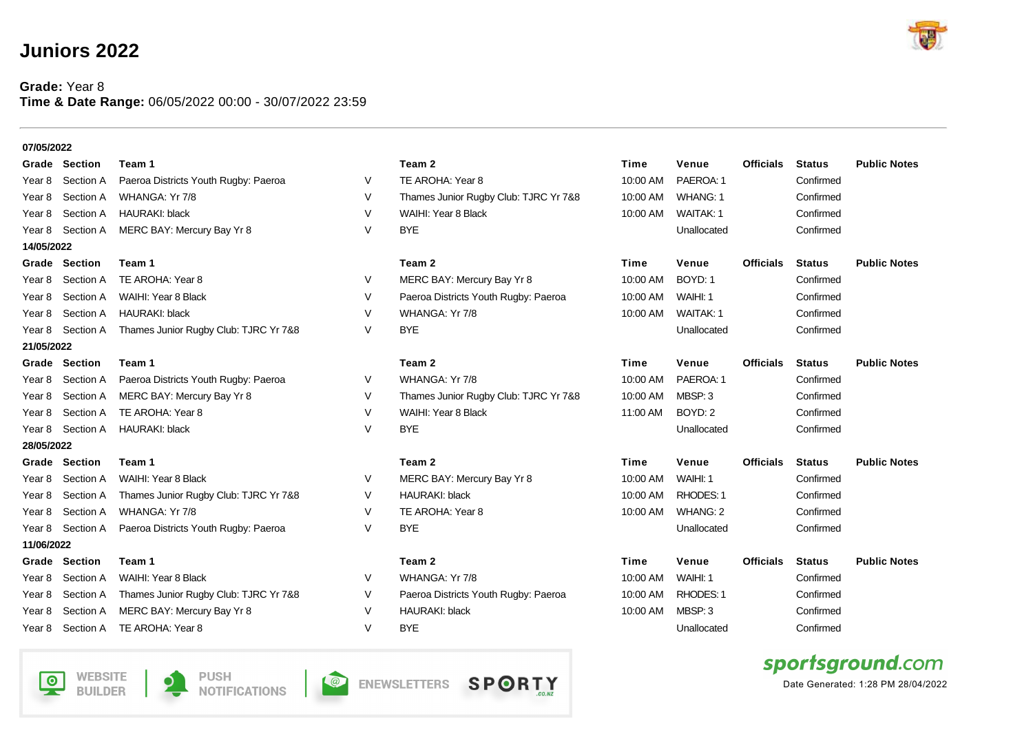# Juniors 2022

**Grade:** Year 8
**Time & Date Range:** 06/05/2022 00:00 - 30/07/2022 23:59

**07/05/2022**

| Grade | Section | Team 1 | | Team 2 | Time | Venue | Officials | Status | Public Notes |
|---|---|---|---|---|---|---|---|---|---|
| Year 8 | Section A | Paeroa Districts Youth Rugby: Paeroa | V | TE AROHA: Year 8 | 10:00 AM | PAEROA: 1 | | Confirmed | |
| Year 8 | Section A | WHANGA: Yr 7/8 | V | Thames Junior Rugby Club: TJRC Yr 7&8 | 10:00 AM | WHANG: 1 | | Confirmed | |
| Year 8 | Section A | HAURAKI: black | V | WAIHI: Year 8 Black | 10:00 AM | WAITAK: 1 | | Confirmed | |
| Year 8 | Section A | MERC BAY: Mercury Bay Yr 8 | V | BYE | | Unallocated | | Confirmed | |

**14/05/2022**

| Grade | Section | Team 1 | | Team 2 | Time | Venue | Officials | Status | Public Notes |
|---|---|---|---|---|---|---|---|---|---|
| Year 8 | Section A | TE AROHA: Year 8 | V | MERC BAY: Mercury Bay Yr 8 | 10:00 AM | BOYD: 1 | | Confirmed | |
| Year 8 | Section A | WAIHI: Year 8 Black | V | Paeroa Districts Youth Rugby: Paeroa | 10:00 AM | WAIHI: 1 | | Confirmed | |
| Year 8 | Section A | HAURAKI: black | V | WHANGA: Yr 7/8 | 10:00 AM | WAITAK: 1 | | Confirmed | |
| Year 8 | Section A | Thames Junior Rugby Club: TJRC Yr 7&8 | V | BYE | | Unallocated | | Confirmed | |

**21/05/2022**

| Grade | Section | Team 1 | | Team 2 | Time | Venue | Officials | Status | Public Notes |
|---|---|---|---|---|---|---|---|---|---|
| Year 8 | Section A | Paeroa Districts Youth Rugby: Paeroa | V | WHANGA: Yr 7/8 | 10:00 AM | PAEROA: 1 | | Confirmed | |
| Year 8 | Section A | MERC BAY: Mercury Bay Yr 8 | V | Thames Junior Rugby Club: TJRC Yr 7&8 | 10:00 AM | MBSP: 3 | | Confirmed | |
| Year 8 | Section A | TE AROHA: Year 8 | V | WAIHI: Year 8 Black | 11:00 AM | BOYD: 2 | | Confirmed | |
| Year 8 | Section A | HAURAKI: black | V | BYE | | Unallocated | | Confirmed | |

**28/05/2022**

| Grade | Section | Team 1 | | Team 2 | Time | Venue | Officials | Status | Public Notes |
|---|---|---|---|---|---|---|---|---|---|
| Year 8 | Section A | WAIHI: Year 8 Black | V | MERC BAY: Mercury Bay Yr 8 | 10:00 AM | WAIHI: 1 | | Confirmed | |
| Year 8 | Section A | Thames Junior Rugby Club: TJRC Yr 7&8 | V | HAURAKI: black | 10:00 AM | RHODES: 1 | | Confirmed | |
| Year 8 | Section A | WHANGA: Yr 7/8 | V | TE AROHA: Year 8 | 10:00 AM | WHANG: 2 | | Confirmed | |
| Year 8 | Section A | Paeroa Districts Youth Rugby: Paeroa | V | BYE | | Unallocated | | Confirmed | |

**11/06/2022**

| Grade | Section | Team 1 | | Team 2 | Time | Venue | Officials | Status | Public Notes |
|---|---|---|---|---|---|---|---|---|---|
| Year 8 | Section A | WAIHI: Year 8 Black | V | WHANGA: Yr 7/8 | 10:00 AM | WAIHI: 1 | | Confirmed | |
| Year 8 | Section A | Thames Junior Rugby Club: TJRC Yr 7&8 | V | Paeroa Districts Youth Rugby: Paeroa | 10:00 AM | RHODES: 1 | | Confirmed | |
| Year 8 | Section A | MERC BAY: Mercury Bay Yr 8 | V | HAURAKI: black | 10:00 AM | MBSP: 3 | | Confirmed | |
| Year 8 | Section A | TE AROHA: Year 8 | V | BYE | | Unallocated | | Confirmed | |

WEBSITE BUILDER | PUSH NOTIFICATIONS | ENEWSLETTERS | SPORTY.CO.NZ

sportsground.com

Date Generated: 1:28 PM 28/04/2022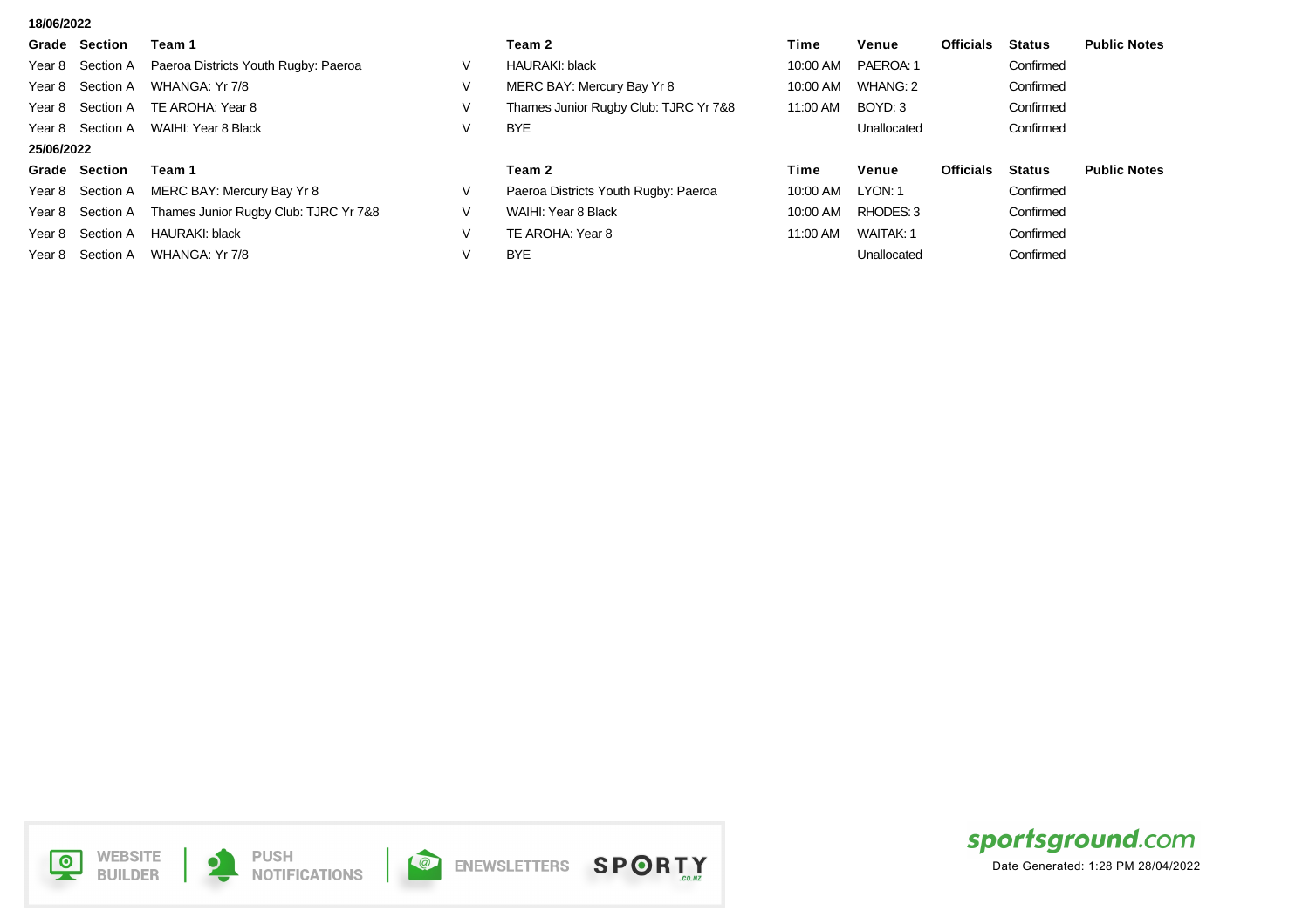**18/06/2022**

| Grade | Section | Team 1 | | Team 2 | Time | Venue | Officials | Status | Public Notes |
|---|---|---|---|---|---|---|---|---|---|
| Year 8 | Section A | Paeroa Districts Youth Rugby: Paeroa | V | HAURAKI: black | 10:00 AM | PAEROA: 1 | | Confirmed | |
| Year 8 | Section A | WHANGA: Yr 7/8 | V | MERC BAY: Mercury Bay Yr 8 | 10:00 AM | WHANG: 2 | | Confirmed | |
| Year 8 | Section A | TE AROHA: Year 8 | V | Thames Junior Rugby Club: TJRC Yr 7&8 | 11:00 AM | BOYD: 3 | | Confirmed | |
| Year 8 | Section A | WAIHI: Year 8 Black | V | BYE | | Unallocated | | Confirmed | |

**25/06/2022**

| Grade | Section | Team 1 | | Team 2 | Time | Venue | Officials | Status | Public Notes |
|---|---|---|---|---|---|---|---|---|---|
| Year 8 | Section A | MERC BAY: Mercury Bay Yr 8 | V | Paeroa Districts Youth Rugby: Paeroa | 10:00 AM | LYON: 1 | | Confirmed | |
| Year 8 | Section A | Thames Junior Rugby Club: TJRC Yr 7&8 | V | WAIHI: Year 8 Black | 10:00 AM | RHODES: 3 | | Confirmed | |
| Year 8 | Section A | HAURAKI: black | V | TE AROHA: Year 8 | 11:00 AM | WAITAK: 1 | | Confirmed | |
| Year 8 | Section A | WHANGA: Yr 7/8 | V | BYE | | Unallocated | | Confirmed | |

Date Generated: 1:28 PM 28/04/2022